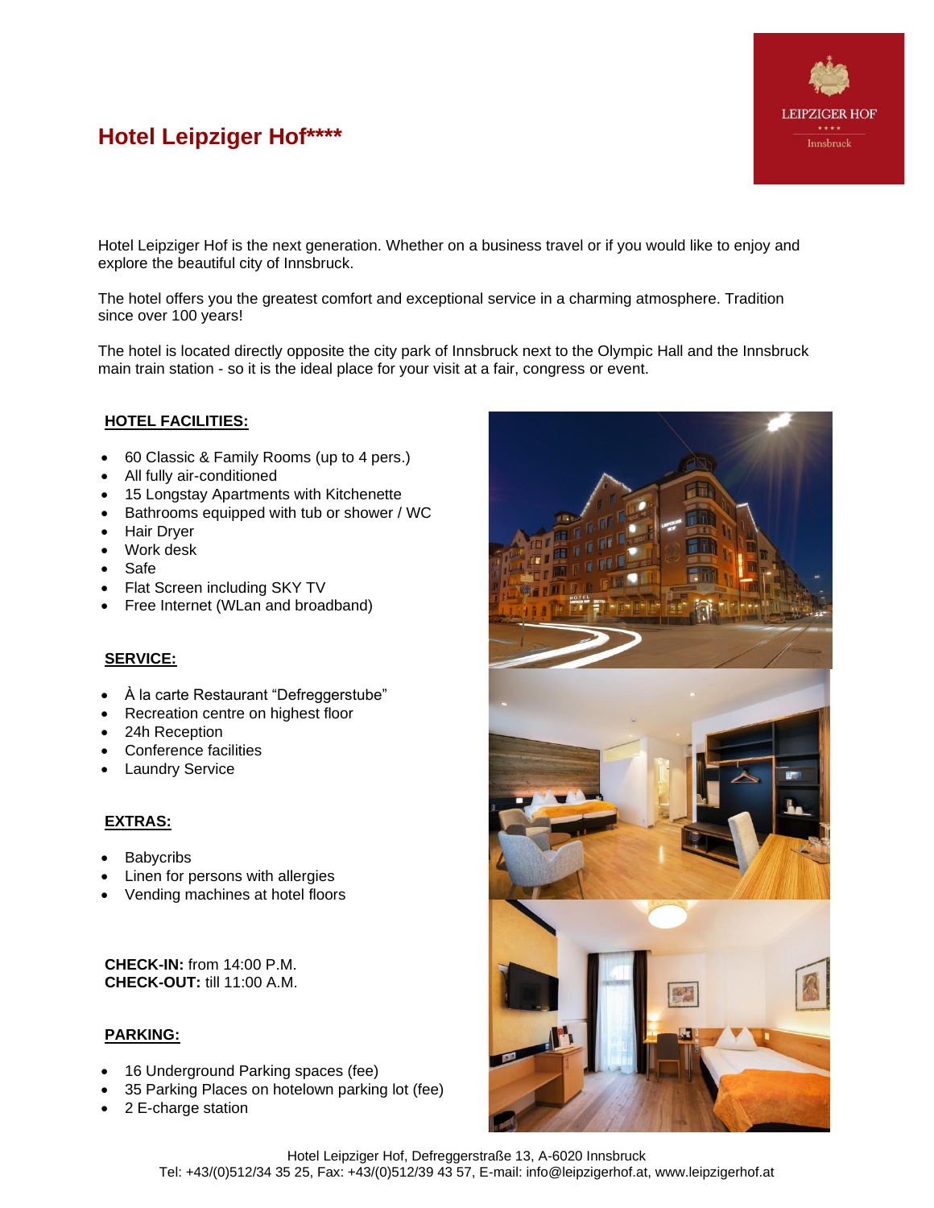# Hotel Leipziger Hof****

Hotel Leipziger Hof is the next generation. Whether on a business travel or if you would like to enjoy and explore the beautiful city of Innsbruck.

The hotel offers you the greatest comfort and exceptional service in a charming atmosphere. Tradition since over 100 years!

The hotel is located directly opposite the city park of Innsbruck next to the Olympic Hall and the Innsbruck main train station - so it is the ideal place for your visit at a fair, congress or event.

## HOTEL FACILITIES:

- 60 Classic & Family Rooms (up to 4 pers.)
- All fully air-conditioned
- 15 Longstay Apartments with Kitchenette
- Bathrooms equipped with tub or shower / WC
- Hair Dryer
- Work desk
- Safe
- Flat Screen including SKY TV
- Free Internet (WLan and broadband)

## SERVICE:

- À la carte Restaurant "Defreggerstube"
- Recreation centre on highest floor
- 24h Reception
- Conference facilities
- Laundry Service

## EXTRAS:

- Babycribs
- Linen for persons with allergies
- Vending machines at hotel floors

**CHECK-IN:** from 14:00 P.M.
**CHECK-OUT:** till 11:00 A.M.

## PARKING:

- 16 Underground Parking spaces (fee)
- 35 Parking Places on hotelown parking lot (fee)
- 2 E-charge station

Hotel Leipziger Hof, Defreggerstraße 13, A-6020 Innsbruck
Tel: +43/(0)512/34 35 25, Fax: +43/(0)512/39 43 57, E-mail: info@leipzigerhof.at, www.leipzigerhof.at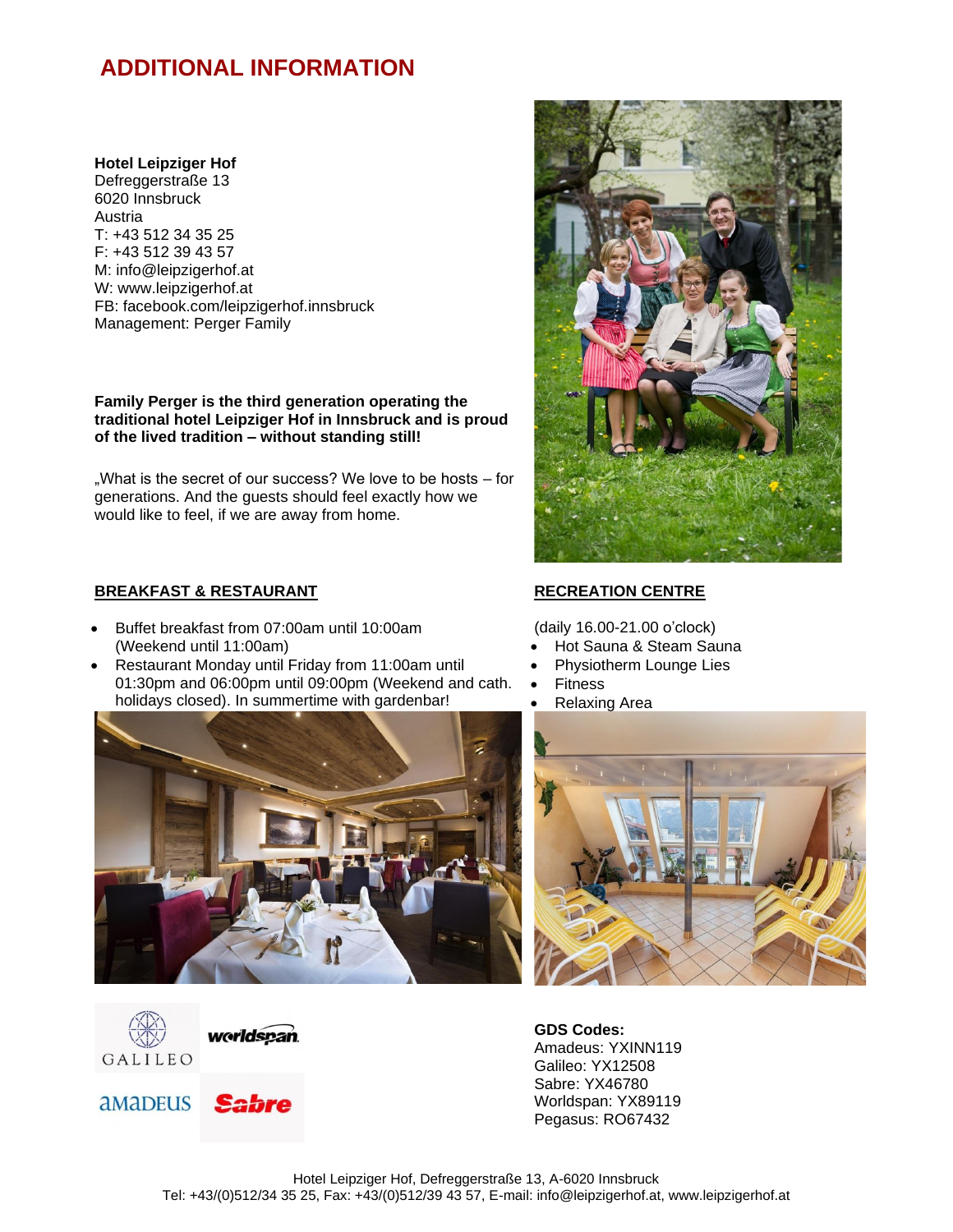# ADDITIONAL INFORMATION

**Hotel Leipziger Hof**
Defreggerstraße 13
6020 Innsbruck
Austria
T: +43 512 34 35 25
F: +43 512 39 43 57
M: info@leipzigerhof.at
W: www.leipzigerhof.at
FB: facebook.com/leipzigerhof.innsbruck
Management: Perger Family

**Family Perger is the third generation operating the traditional hotel Leipziger Hof in Innsbruck and is proud of the lived tradition – without standing still!**

„What is the secret of our success? We love to be hosts – for generations. And the guests should feel exactly how we would like to feel, if we are away from home.

## BREAKFAST & RESTAURANT

- Buffet breakfast from 07:00am until 10:00am (Weekend until 11:00am)
- Restaurant Monday until Friday from 11:00am until 01:30pm and 06:00pm until 09:00pm (Weekend and cath. holidays closed). In summertime with gardenbar!

## RECREATION CENTRE

(daily 16.00-21.00 o'clock)

- Hot Sauna & Steam Sauna
- Physiotherm Lounge Lies
- Fitness
- Relaxing Area

GALILEO worldspan aMaDEUS Sabre

**GDS Codes:**
Amadeus: YXINN119
Galileo: YX12508
Sabre: YX46780
Worldspan: YX89119
Pegasus: RO67432